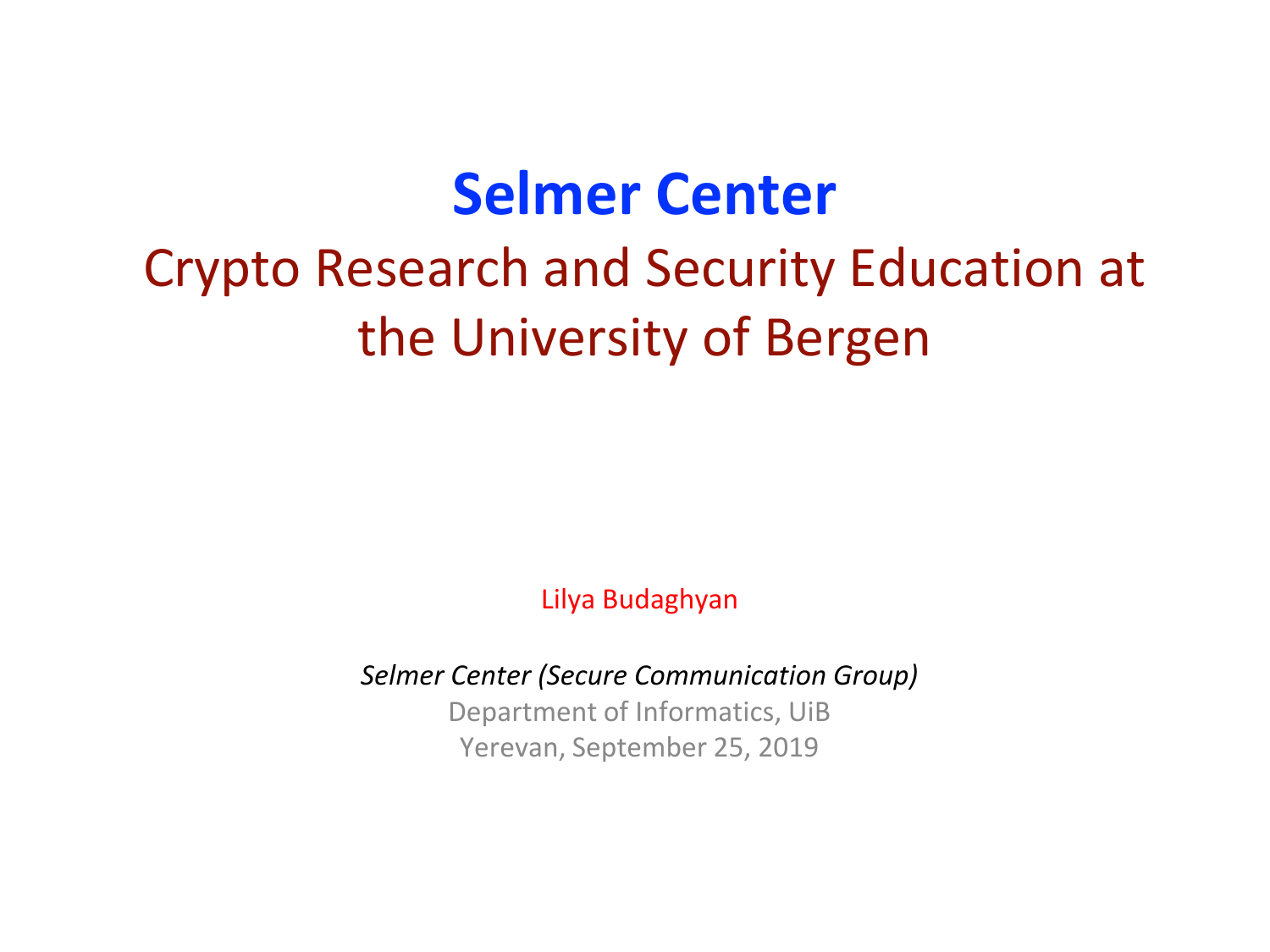# Selmer Center

## Crypto Research and Security Education at the University of Bergen

Lilya Budaghyan

*Selmer Center (Secure Communication Group)*

Department of Informatics, UiB

Yerevan, September 25, 2019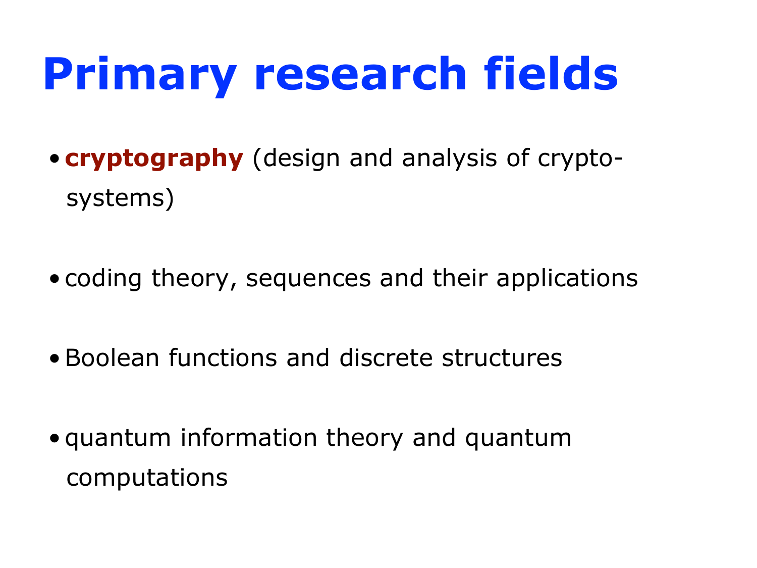# Primary research fields

- **cryptography** (design and analysis of cryptosystems)
- coding theory, sequences and their applications
- Boolean functions and discrete structures
- quantum information theory and quantum computations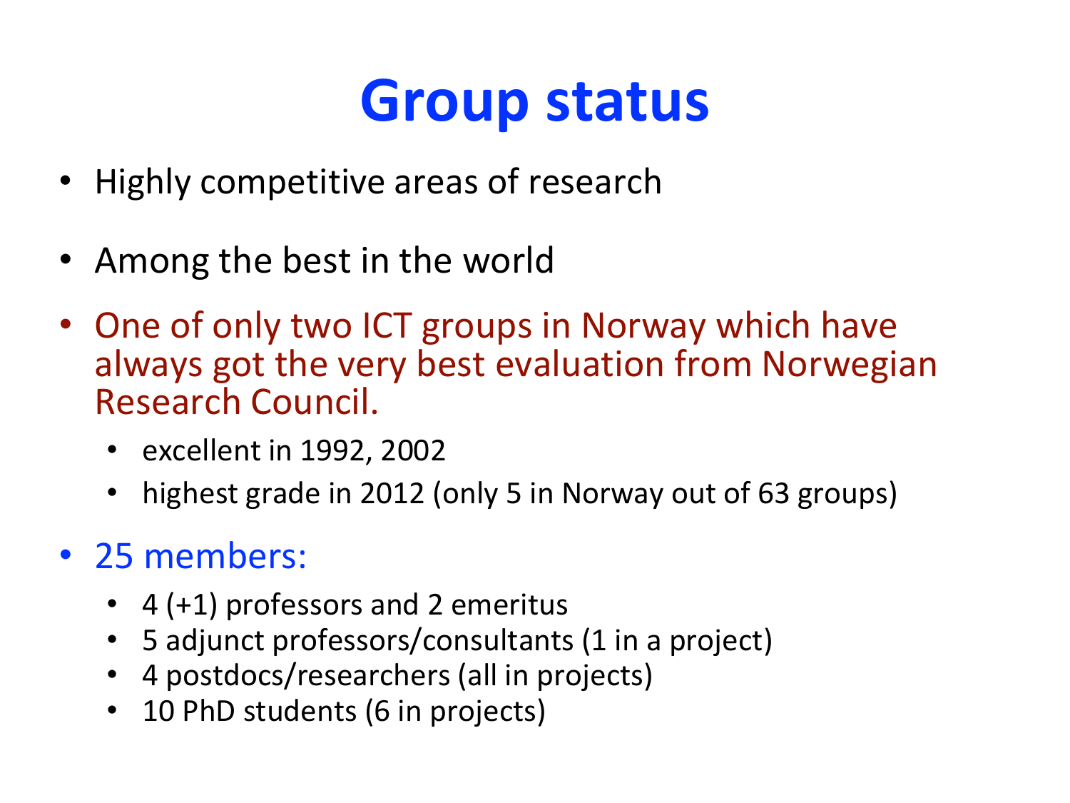# Group status

- Highly competitive areas of research
- Among the best in the world
- One of only two ICT groups in Norway which have always got the very best evaluation from Norwegian Research Council.
  - excellent in 1992, 2002
  - highest grade in 2012 (only 5 in Norway out of 63 groups)
- 25 members:
  - 4 (+1) professors and 2 emeritus
  - 5 adjunct professors/consultants (1 in a project)
  - 4 postdocs/researchers (all in projects)
  - 10 PhD students (6 in projects)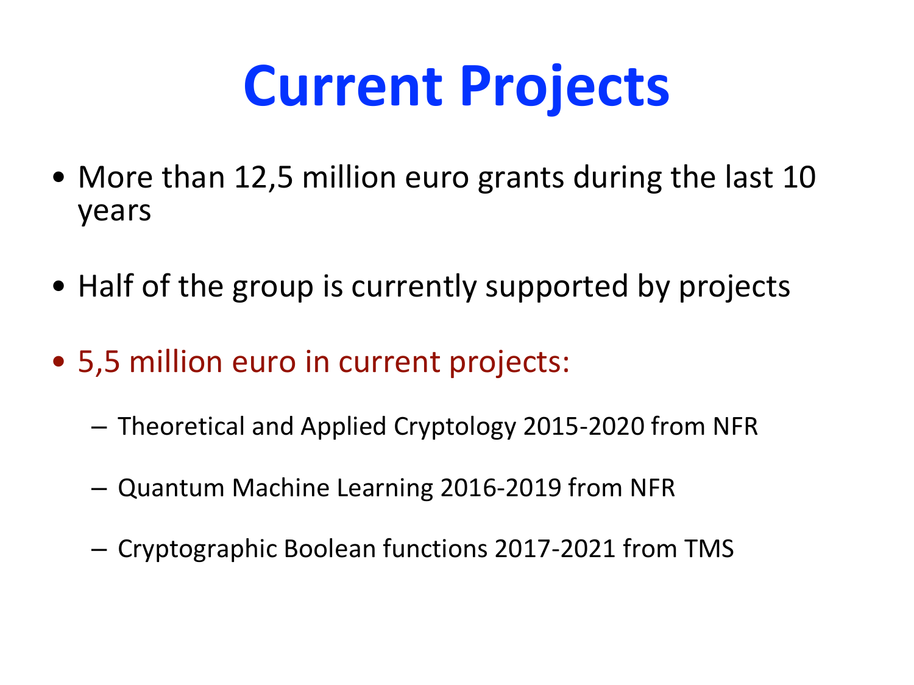# Current Projects

- More than 12,5 million euro grants during the last 10 years
- Half of the group is currently supported by projects
- 5,5 million euro in current projects:
  - Theoretical and Applied Cryptology 2015-2020 from NFR
  - Quantum Machine Learning 2016-2019 from NFR
  - Cryptographic Boolean functions 2017-2021 from TMS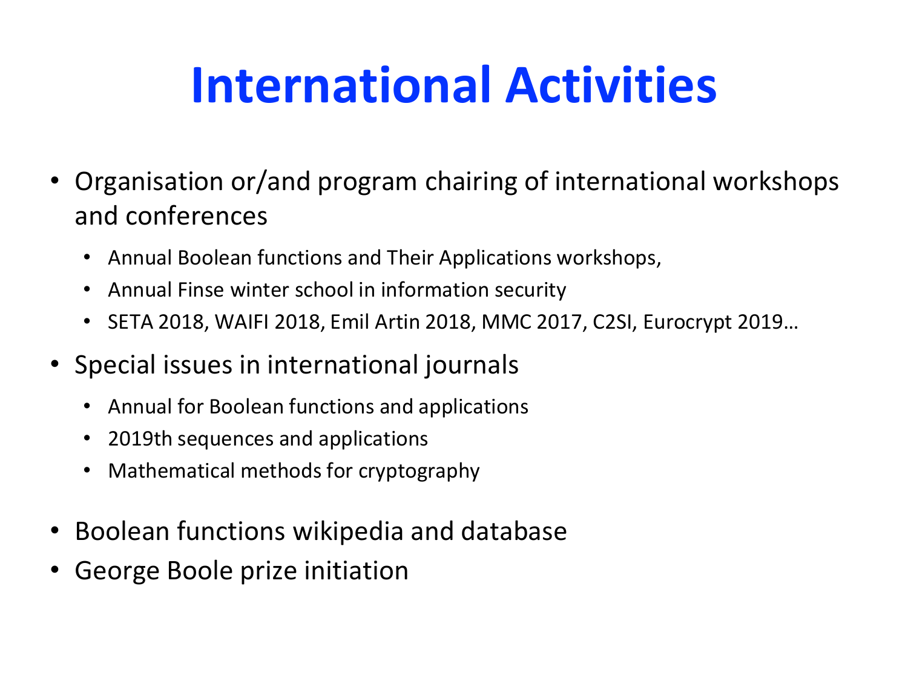# International Activities

- Organisation or/and program chairing of international workshops and conferences
  - Annual Boolean functions and Their Applications workshops,
  - Annual Finse winter school in information security
  - SETA 2018, WAIFI 2018, Emil Artin 2018, MMC 2017, C2SI, Eurocrypt 2019…
- Special issues in international journals
  - Annual for Boolean functions and applications
  - 2019th sequences and applications
  - Mathematical methods for cryptography
- Boolean functions wikipedia and database
- George Boole prize initiation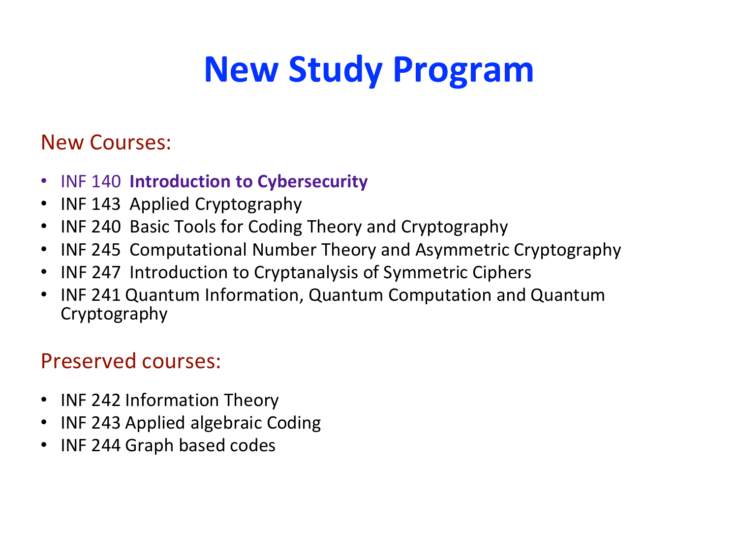# New Study Program

## New Courses:

- INF 140 **Introduction to Cybersecurity**
- INF 143 Applied Cryptography
- INF 240 Basic Tools for Coding Theory and Cryptography
- INF 245 Computational Number Theory and Asymmetric Cryptography
- INF 247 Introduction to Cryptanalysis of Symmetric Ciphers
- INF 241 Quantum Information, Quantum Computation and Quantum Cryptography

## Preserved courses:

- INF 242 Information Theory
- INF 243 Applied algebraic Coding
- INF 244 Graph based codes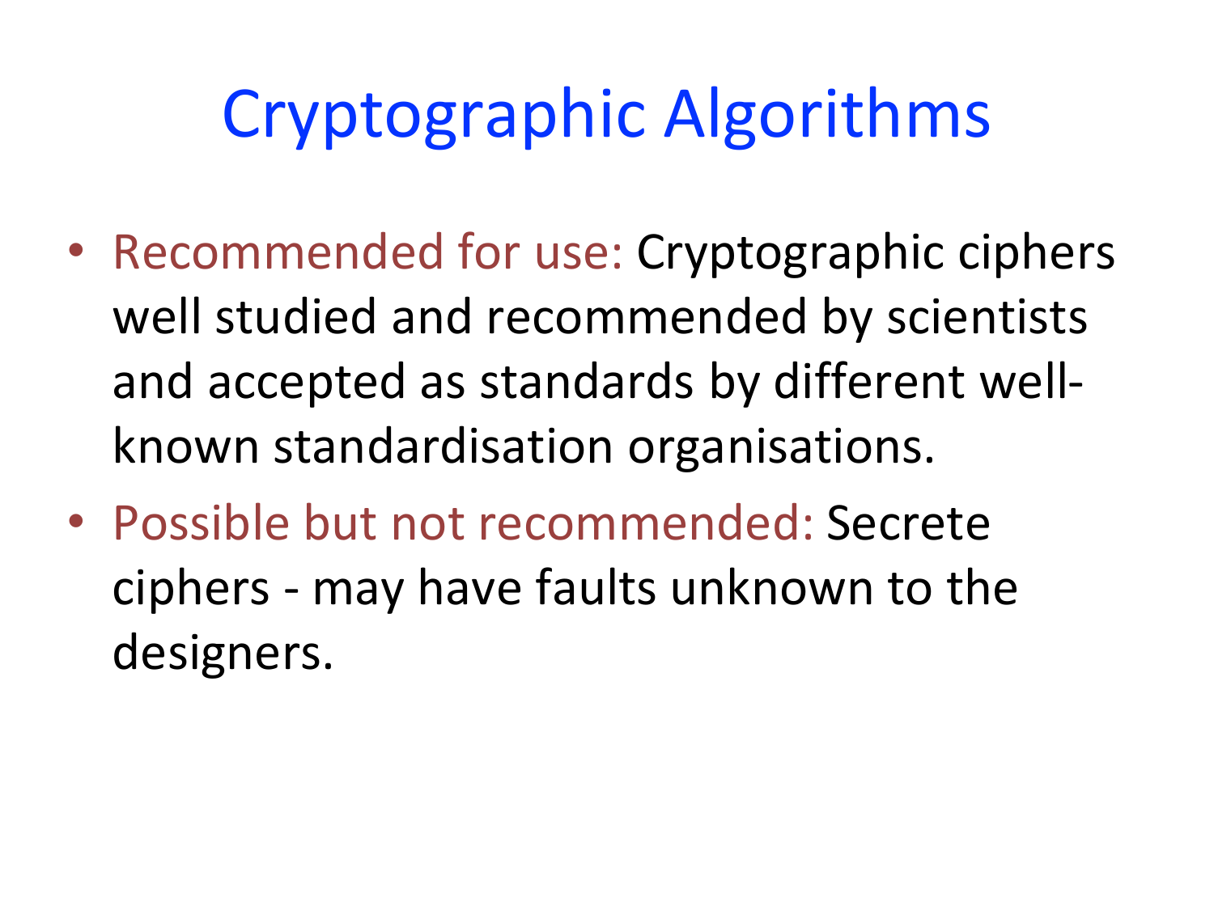# Cryptographic Algorithms

- Recommended for use: Cryptographic ciphers well studied and recommended by scientists and accepted as standards by different well-known standardisation organisations.
- Possible but not recommended: Secrete ciphers - may have faults unknown to the designers.